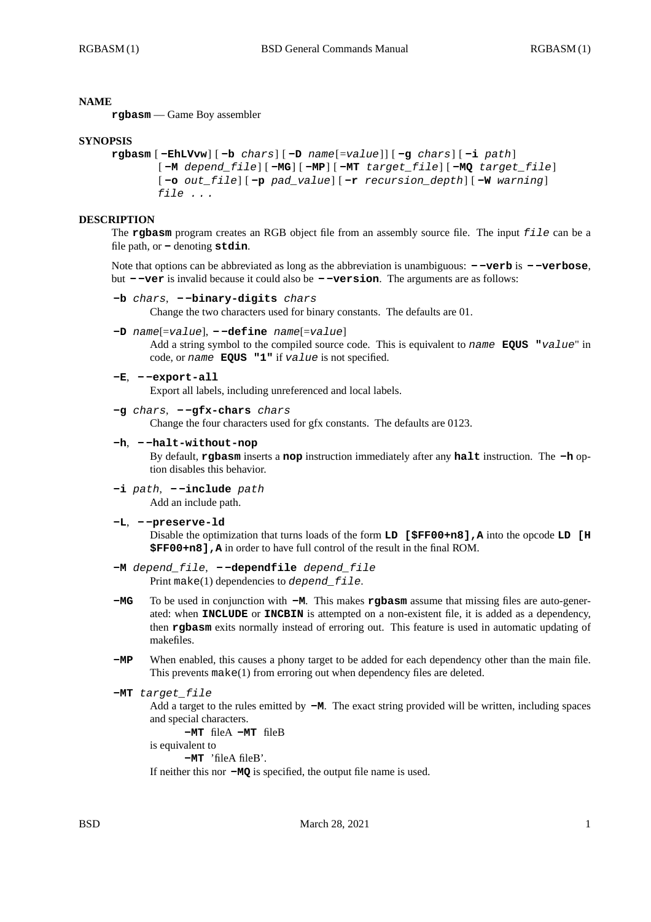## NAME

**rgbasm** — Game Boy assembler

## SYNOPSIS

**rgbasm** [ **-EhLVvw** ] [ **-b** *chars* ] [ **-D** *name*[=*value*]] [ **-g** *chars* ] [ **-i** *path* ]
[ **-M** *depend_file* ] [ **-MG** ] [ **-MP** ] [ **-MT** *target_file* ] [ **-MQ** *target_file* ]
[ **-o** *out_file* ] [ **-p** *pad_value* ] [ **-r** *recursion_depth* ] [ **-W** *warning* ]
*file ...*

## DESCRIPTION

The **rgbasm** program creates an RGB object file from an assembly source file. The input *file* can be a file path, or **-** denoting **stdin**.

Note that options can be abbreviated as long as the abbreviation is unambiguous: **--verb** is **--verbose**, but **--ver** is invalid because it could also be **--version**. The arguments are as follows:

**-b** *chars*, **--binary-digits** *chars*
: Change the two characters used for binary constants. The defaults are 01.

**-D** *name*[=*value*], **--define** *name*[=*value*]
: Add a string symbol to the compiled source code. This is equivalent to *name* **EQUS "***value*" in code, or *name* **EQUS "1"** if *value* is not specified.

**-E**, **--export-all**
: Export all labels, including unreferenced and local labels.

**-g** *chars*, **--gfx-chars** *chars*
: Change the four characters used for gfx constants. The defaults are 0123.

**-h**, **--halt-without-nop**
: By default, **rgbasm** inserts a **nop** instruction immediately after any **halt** instruction. The **-h** option disables this behavior.

**-i** *path*, **--include** *path*
: Add an include path.

**-L**, **--preserve-ld**
: Disable the optimization that turns loads of the form **LD [$FF00+n8],A** into the opcode **LD [H $FF00+n8],A** in order to have full control of the result in the final ROM.

**-M** *depend_file*, **--dependfile** *depend_file*
: Print make(1) dependencies to *depend_file*.

**-MG**
: To be used in conjunction with **-M**. This makes **rgbasm** assume that missing files are auto-generated: when **INCLUDE** or **INCBIN** is attempted on a non-existent file, it is added as a dependency, then **rgbasm** exits normally instead of erroring out. This feature is used in automatic updating of makefiles.

**-MP**
: When enabled, this causes a phony target to be added for each dependency other than the main file. This prevents make(1) from erroring out when dependency files are deleted.

**-MT** *target_file*
: Add a target to the rules emitted by **-M**. The exact string provided will be written, including spaces and special characters.

  **-MT** fileA **-MT** fileB

  is equivalent to

  **-MT** 'fileA fileB'.

  If neither this nor **-MQ** is specified, the output file name is used.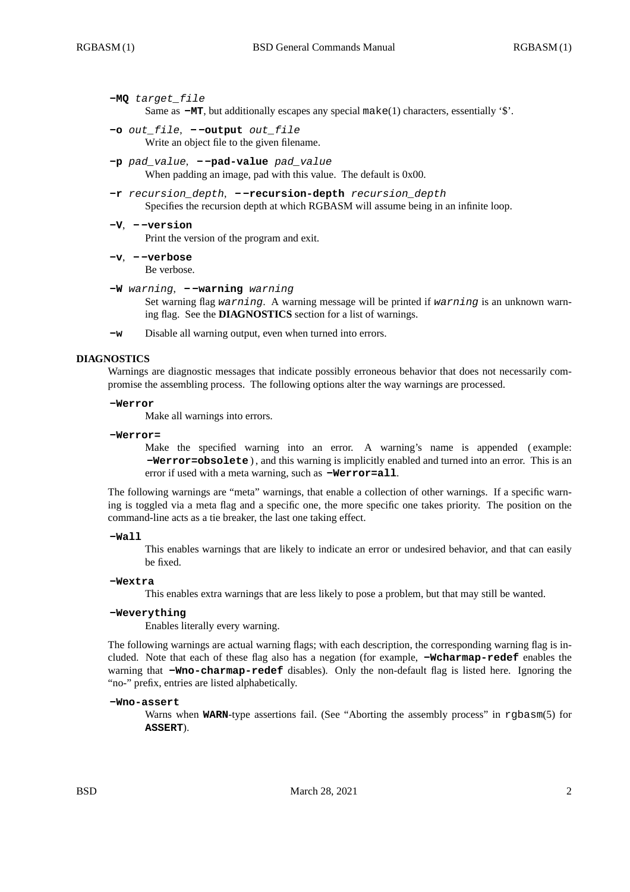**-MQ** *target_file*
Same as **-MT**, but additionally escapes any special `make`(1) characters, essentially '$'.

**-o** *out_file*, **--output** *out_file*
Write an object file to the given filename.

**-p** *pad_value*, **--pad-value** *pad_value*
When padding an image, pad with this value. The default is 0x00.

**-r** *recursion_depth*, **--recursion-depth** *recursion_depth*
Specifies the recursion depth at which RGBASM will assume being in an infinite loop.

**-V**, **--version**
Print the version of the program and exit.

**-v**, **--verbose**
Be verbose.

**-W** *warning*, **--warning** *warning*
Set warning flag *warning*. A warning message will be printed if *warning* is an unknown warning flag. See the **DIAGNOSTICS** section for a list of warnings.

**-w**
Disable all warning output, even when turned into errors.

## DIAGNOSTICS

Warnings are diagnostic messages that indicate possibly erroneous behavior that does not necessarily compromise the assembling process. The following options alter the way warnings are processed.

**-Werror**
Make all warnings into errors.

**-Werror=**
Make the specified warning into an error. A warning's name is appended (example: **-Werror=obsolete**), and this warning is implicitly enabled and turned into an error. This is an error if used with a meta warning, such as **-Werror=all**.

The following warnings are "meta" warnings, that enable a collection of other warnings. If a specific warning is toggled via a meta flag and a specific one, the more specific one takes priority. The position on the command-line acts as a tie breaker, the last one taking effect.

**-Wall**
This enables warnings that are likely to indicate an error or undesired behavior, and that can easily be fixed.

**-Wextra**
This enables extra warnings that are less likely to pose a problem, but that may still be wanted.

**-Weverything**
Enables literally every warning.

The following warnings are actual warning flags; with each description, the corresponding warning flag is included. Note that each of these flag also has a negation (for example, **-Wcharmap-redef** enables the warning that **-Wno-charmap-redef** disables). Only the non-default flag is listed here. Ignoring the "no-" prefix, entries are listed alphabetically.

**-Wno-assert**
Warns when **WARN**-type assertions fail. (See "Aborting the assembly process" in `rgbasm`(5) for **ASSERT**).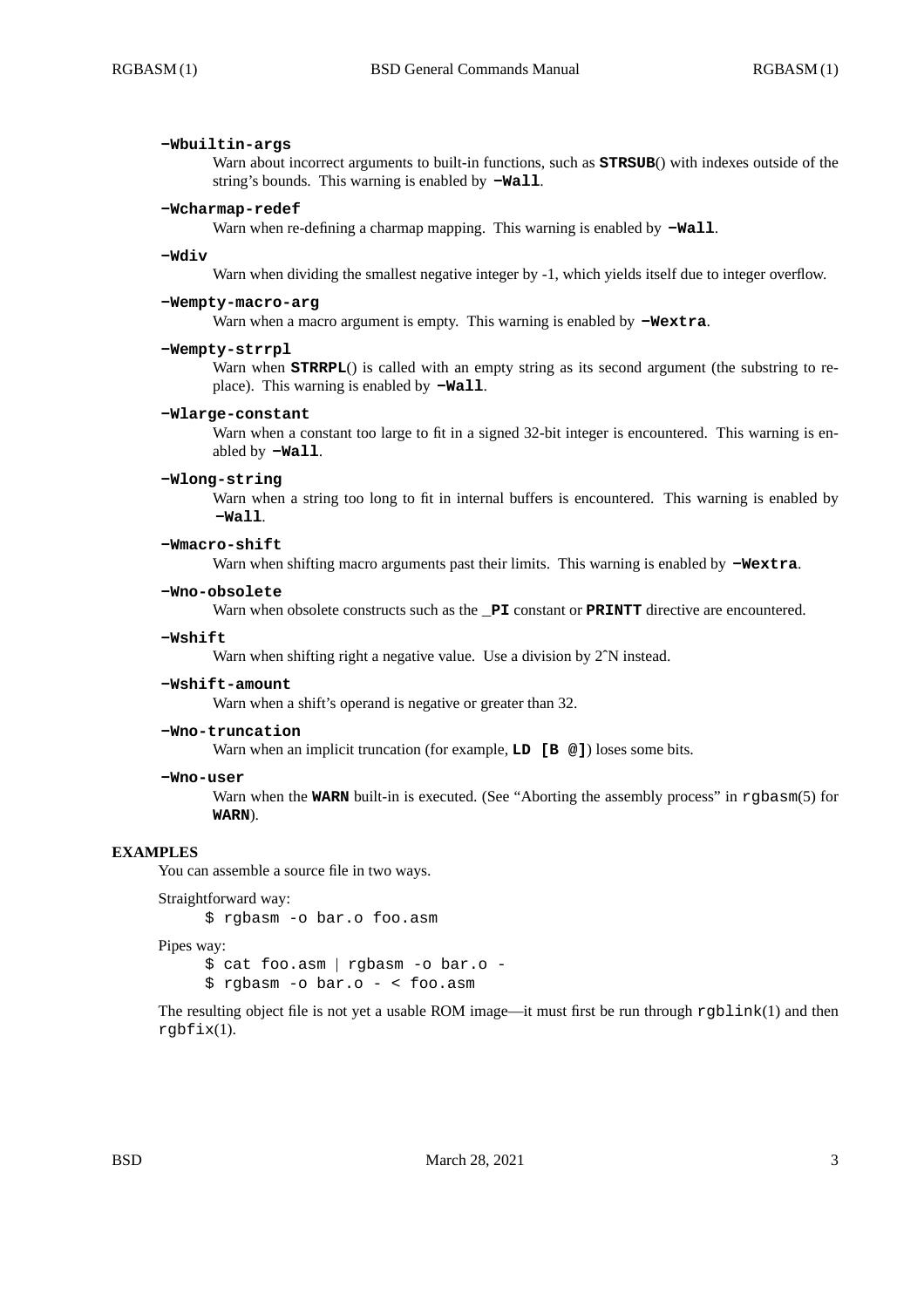**−Wbuiltin-args**
Warn about incorrect arguments to built-in functions, such as **STRSUB**() with indexes outside of the string's bounds. This warning is enabled by **−Wall**.

**−Wcharmap-redef**
Warn when re-defining a charmap mapping. This warning is enabled by **−Wall**.

**−Wdiv**
Warn when dividing the smallest negative integer by -1, which yields itself due to integer overflow.

**−Wempty-macro-arg**
Warn when a macro argument is empty. This warning is enabled by **−Wextra**.

**−Wempty-strrpl**
Warn when **STRRPL**() is called with an empty string as its second argument (the substring to replace). This warning is enabled by **−Wall**.

**−Wlarge-constant**
Warn when a constant too large to fit in a signed 32-bit integer is encountered. This warning is enabled by **−Wall**.

**−Wlong-string**
Warn when a string too long to fit in internal buffers is encountered. This warning is enabled by **−Wall**.

**−Wmacro-shift**
Warn when shifting macro arguments past their limits. This warning is enabled by **−Wextra**.

**−Wno-obsolete**
Warn when obsolete constructs such as the **_PI** constant or **PRINTT** directive are encountered.

**−Wshift**
Warn when shifting right a negative value. Use a division by 2^N instead.

**−Wshift-amount**
Warn when a shift's operand is negative or greater than 32.

**−Wno-truncation**
Warn when an implicit truncation (for example, **LD [B @]**) loses some bits.

**−Wno-user**
Warn when the **WARN** built-in is executed. (See "Aborting the assembly process" in rgbasm(5) for **WARN**).

## EXAMPLES

You can assemble a source file in two ways.

Straightforward way:

```
$ rgbasm -o bar.o foo.asm
```

Pipes way:

```
$ cat foo.asm | rgbasm -o bar.o -
$ rgbasm -o bar.o - < foo.asm
```

The resulting object file is not yet a usable ROM image—it must first be run through rgblink(1) and then rgbfix(1).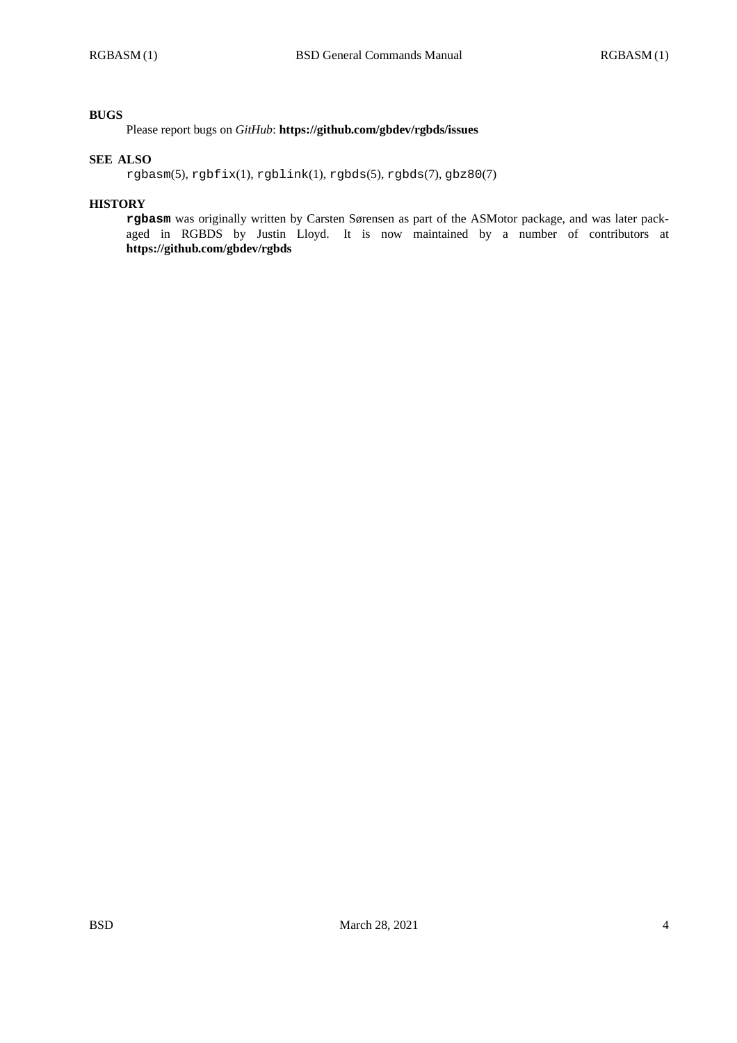## BUGS

Please report bugs on *GitHub*: **https://github.com/gbdev/rgbds/issues**

## SEE ALSO

`rgbasm`(5), `rgbfix`(1), `rgblink`(1), `rgbds`(5), `rgbds`(7), `gbz80`(7)

## HISTORY

**`rgbasm`** was originally written by Carsten Sørensen as part of the ASMotor package, and was later packaged in RGBDS by Justin Lloyd. It is now maintained by a number of contributors at **https://github.com/gbdev/rgbds**